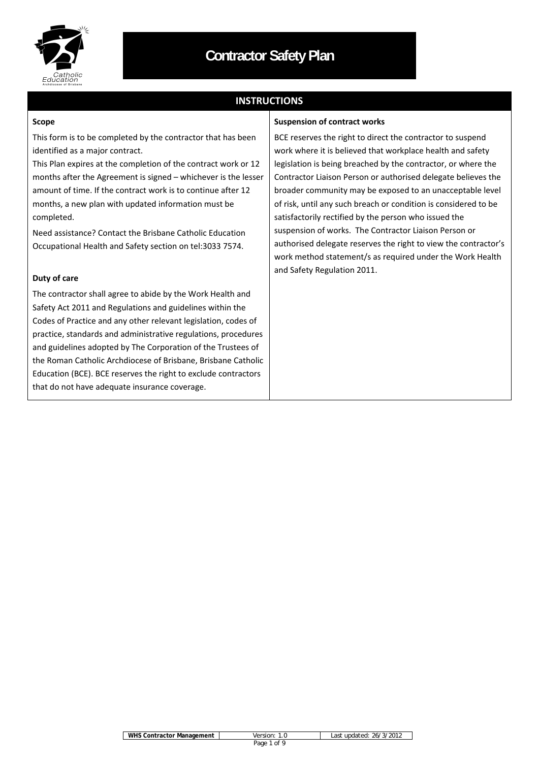# Contractor Safety Plan

## INSTRUCTIONS

### Scope

This form is to be completed by the contractor that has been identified as a major contract.

This Plan expires at the completion of the contract work or 12 months after the Agreement is signed – whichever is the lesser amount of time. If the contract work is to continue after 12 months, a new plan with updated information must be completed.

Need assistance? Contact the Brisbane Catholic Education Occupational Health and Safety section on tel:3033 7574.

### Duty of care

The contractor shall agree to abide by the Work Health and Safety Act 2011 and Regulations and guidelines within the Codes of Practice and any other relevant legislation, codes of practice, standards and administrative regulations, procedures and guidelines adopted by The Corporation of the Trustees of the Roman Catholic Archdiocese of Brisbane, Brisbane Catholic Education (BCE). BCE reserves the right to exclude contractors that do not have adequate insurance coverage.

### Suspension of contract works

BCE reserves the right to direct the contractor to suspend work where it is believed that workplace health and safety legislation is being breached by the contractor, or where the Contractor Liaison Person or authorised delegate believes the broader community may be exposed to an unacceptable level of risk, until any such breach or condition is considered to be satisfactorily rectified by the person who issued the suspension of works. The Contractor Liaison Person or authorised delegate reserves the right to view the contractor's work method statement/s as required under the Work Health and Safety Regulation 2011.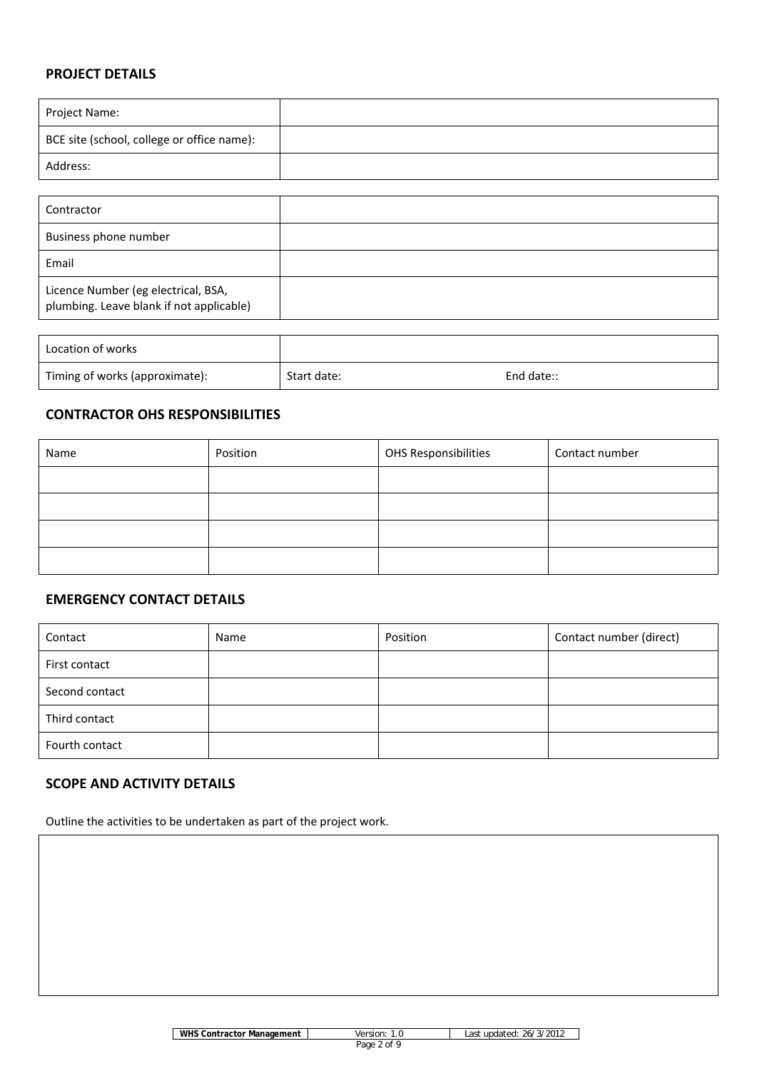## PROJECT DETAILS

| Project Name: | |
|---|---|
| BCE site (school, college or office name): | |
| Address: | |

| Contractor | |
|---|---|
| Business phone number | |
| Email | |
| Licence Number (eg electrical, BSA, plumbing. Leave blank if not applicable) | |

| Location of works | | |
|---|---|---|
| Timing of works (approximate): | Start date: | End date:: |

## CONTRACTOR OHS RESPONSIBILITIES

| Name | Position | OHS Responsibilities | Contact number |
|---|---|---|---|
| | | | |
| | | | |
| | | | |
| | | | |

## EMERGENCY CONTACT DETAILS

| Contact | Name | Position | Contact number (direct) |
|---|---|---|---|
| First contact | | | |
| Second contact | | | |
| Third contact | | | |
| Fourth contact | | | |

## SCOPE AND ACTIVITY DETAILS

Outline the activities to be undertaken as part of the project work.

| |
|---|
| |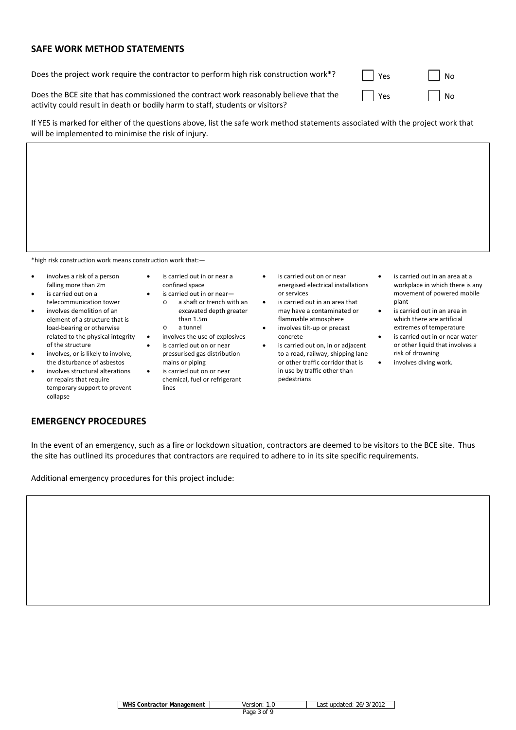## SAFE WORK METHOD STATEMENTS

| | | |
|---|---|---|
| Does the project work require the contractor to perform high risk construction work*? | ☐ Yes | ☐ No |
| Does the BCE site that has commissioned the contract work reasonably believe that the activity could result in death or bodily harm to staff, students or visitors? | ☐ Yes | ☐ No |

If YES is marked for either of the questions above, list the safe work method statements associated with the project work that will be implemented to minimise the risk of injury.

| |
|---|
| |

*high risk construction work means construction work that:—

- involves a risk of a person falling more than 2m
- is carried out on a telecommunication tower
- involves demolition of an element of a structure that is load-bearing or otherwise related to the physical integrity of the structure
- involves, or is likely to involve, the disturbance of asbestos
- involves structural alterations or repairs that require temporary support to prevent collapse
- is carried out in or near a confined space
- is carried out in or near—
  - a shaft or trench with an excavated depth greater than 1.5m
  - a tunnel
- involves the use of explosives
- is carried out on or near pressurised gas distribution mains or piping
- is carried out on or near chemical, fuel or refrigerant lines
- is carried out on or near energised electrical installations or services
- is carried out in an area that may have a contaminated or flammable atmosphere
- involves tilt-up or precast concrete
- is carried out on, in or adjacent to a road, railway, shipping lane or other traffic corridor that is in use by traffic other than pedestrians
- is carried out in an area at a workplace in which there is any movement of powered mobile plant
- is carried out in an area in which there are artificial extremes of temperature
- is carried out in or near water or other liquid that involves a risk of drowning
- involves diving work.

## EMERGENCY PROCEDURES

In the event of an emergency, such as a fire or lockdown situation, contractors are deemed to be visitors to the BCE site. Thus the site has outlined its procedures that contractors are required to adhere to in its site specific requirements.

Additional emergency procedures for this project include:

| |
|---|
| |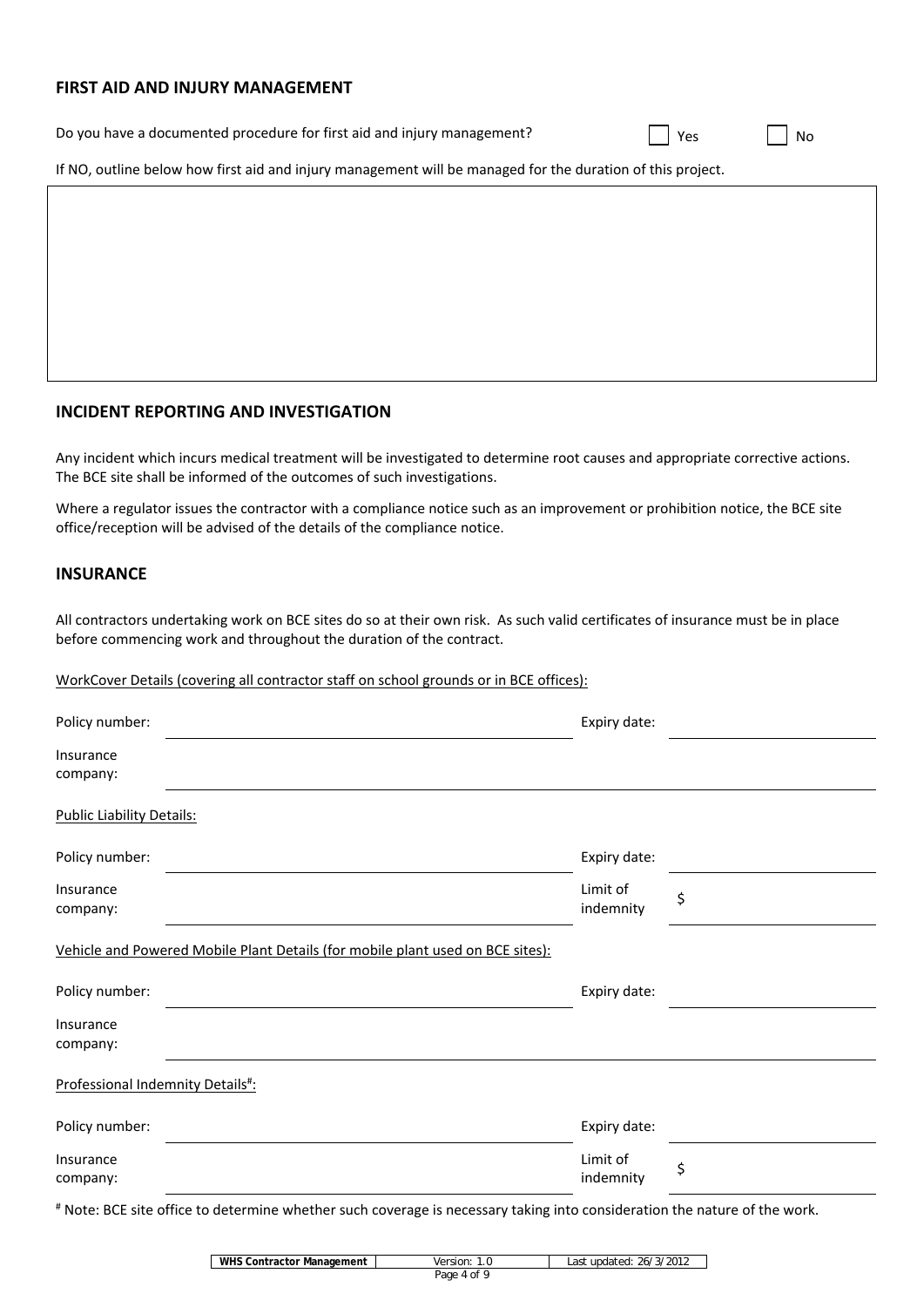## FIRST AID AND INJURY MANAGEMENT

Do you have a documented procedure for first aid and injury management? ☐ Yes ☐ No

If NO, outline below how first aid and injury management will be managed for the duration of this project.

| |
|---|
| |

## INCIDENT REPORTING AND INVESTIGATION

Any incident which incurs medical treatment will be investigated to determine root causes and appropriate corrective actions. The BCE site shall be informed of the outcomes of such investigations.

Where a regulator issues the contractor with a compliance notice such as an improvement or prohibition notice, the BCE site office/reception will be advised of the details of the compliance notice.

## INSURANCE

All contractors undertaking work on BCE sites do so at their own risk. As such valid certificates of insurance must be in place before commencing work and throughout the duration of the contract.

WorkCover Details (covering all contractor staff on school grounds or in BCE offices):

Policy number: ____________________ Expiry date: ____________________

Insurance company: ____________________

Public Liability Details:

Policy number: ____________________ Expiry date: ____________________

Insurance company: ____________________ Limit of indemnity $ ____________________

Vehicle and Powered Mobile Plant Details (for mobile plant used on BCE sites):

Policy number: ____________________ Expiry date: ____________________

Insurance company: ____________________

Professional Indemnity Details[#]:

Policy number: ____________________ Expiry date: ____________________

Insurance company: ____________________ Limit of indemnity $ ____________________

[#] Note: BCE site office to determine whether such coverage is necessary taking into consideration the nature of the work.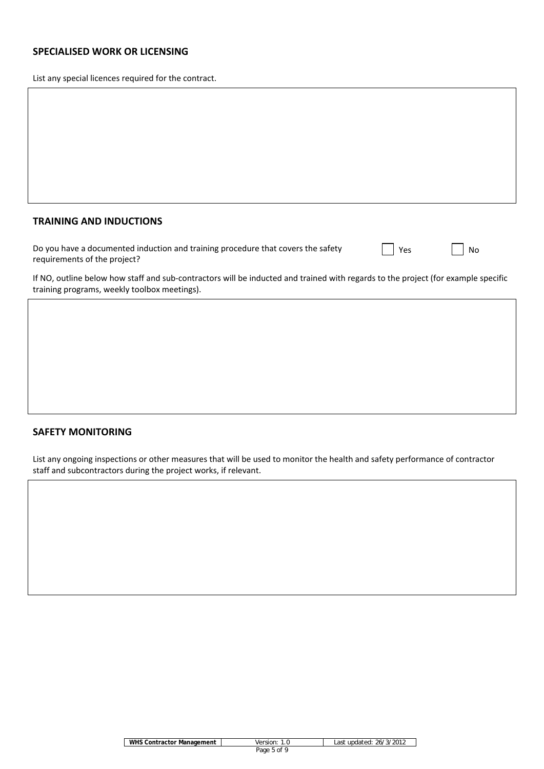## SPECIALISED WORK OR LICENSING

List any special licences required for the contract.

## TRAINING AND INDUCTIONS

Do you have a documented induction and training procedure that covers the safety requirements of the project? ☐ Yes ☐ No

If NO, outline below how staff and sub-contractors will be inducted and trained with regards to the project (for example specific training programs, weekly toolbox meetings).

## SAFETY MONITORING

List any ongoing inspections or other measures that will be used to monitor the health and safety performance of contractor staff and subcontractors during the project works, if relevant.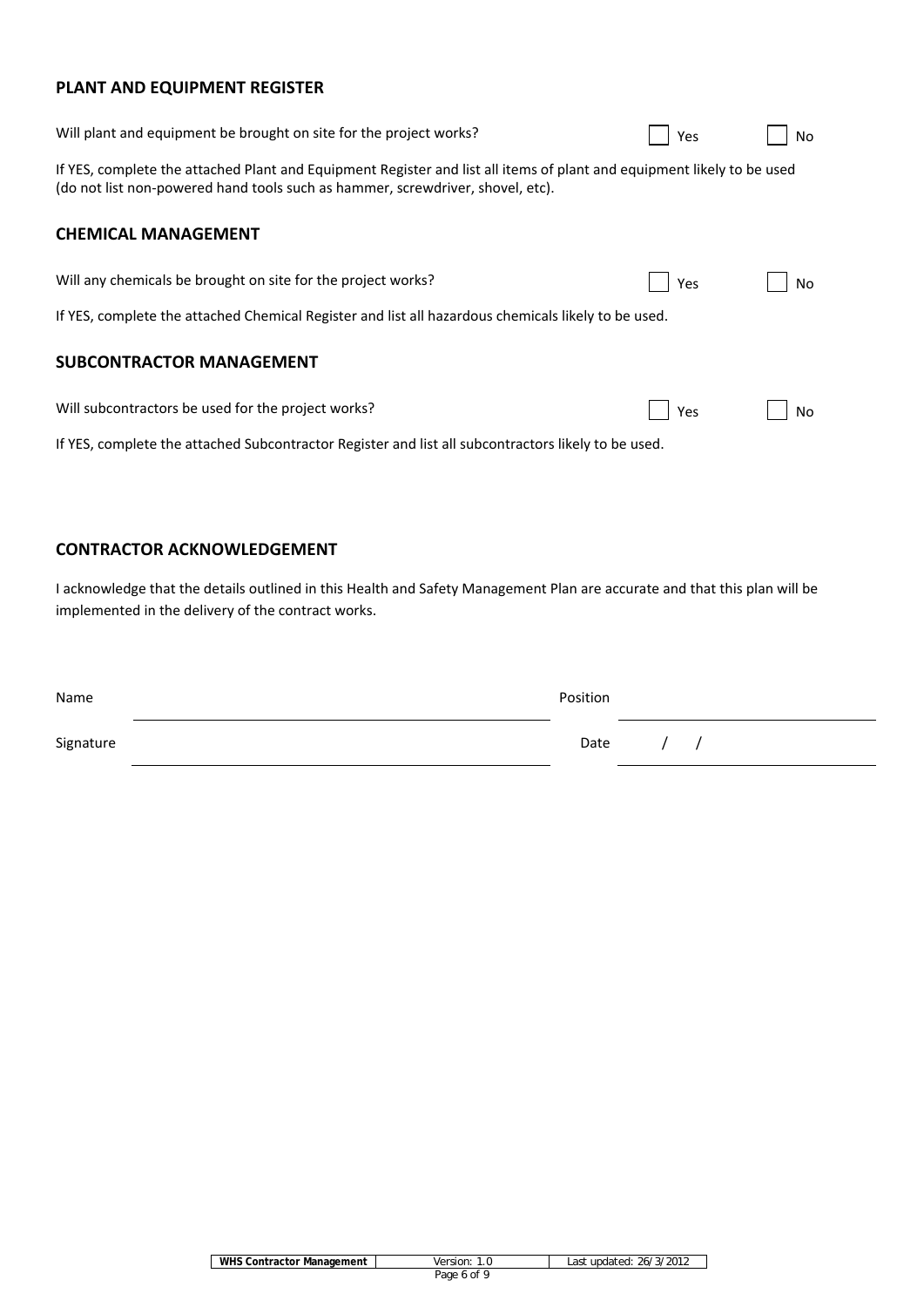## PLANT AND EQUIPMENT REGISTER

Will plant and equipment be brought on site for the project works? ☐ Yes ☐ No

If YES, complete the attached Plant and Equipment Register and list all items of plant and equipment likely to be used (do not list non-powered hand tools such as hammer, screwdriver, shovel, etc).

## CHEMICAL MANAGEMENT

Will any chemicals be brought on site for the project works? ☐ Yes ☐ No

If YES, complete the attached Chemical Register and list all hazardous chemicals likely to be used.

## SUBCONTRACTOR MANAGEMENT

Will subcontractors be used for the project works? ☐ Yes ☐ No

If YES, complete the attached Subcontractor Register and list all subcontractors likely to be used.

## CONTRACTOR ACKNOWLEDGEMENT

I acknowledge that the details outlined in this Health and Safety Management Plan are accurate and that this plan will be implemented in the delivery of the contract works.

Name ______________________________ Position ______________________________

Signature ______________________________ Date ____ / ____ / ____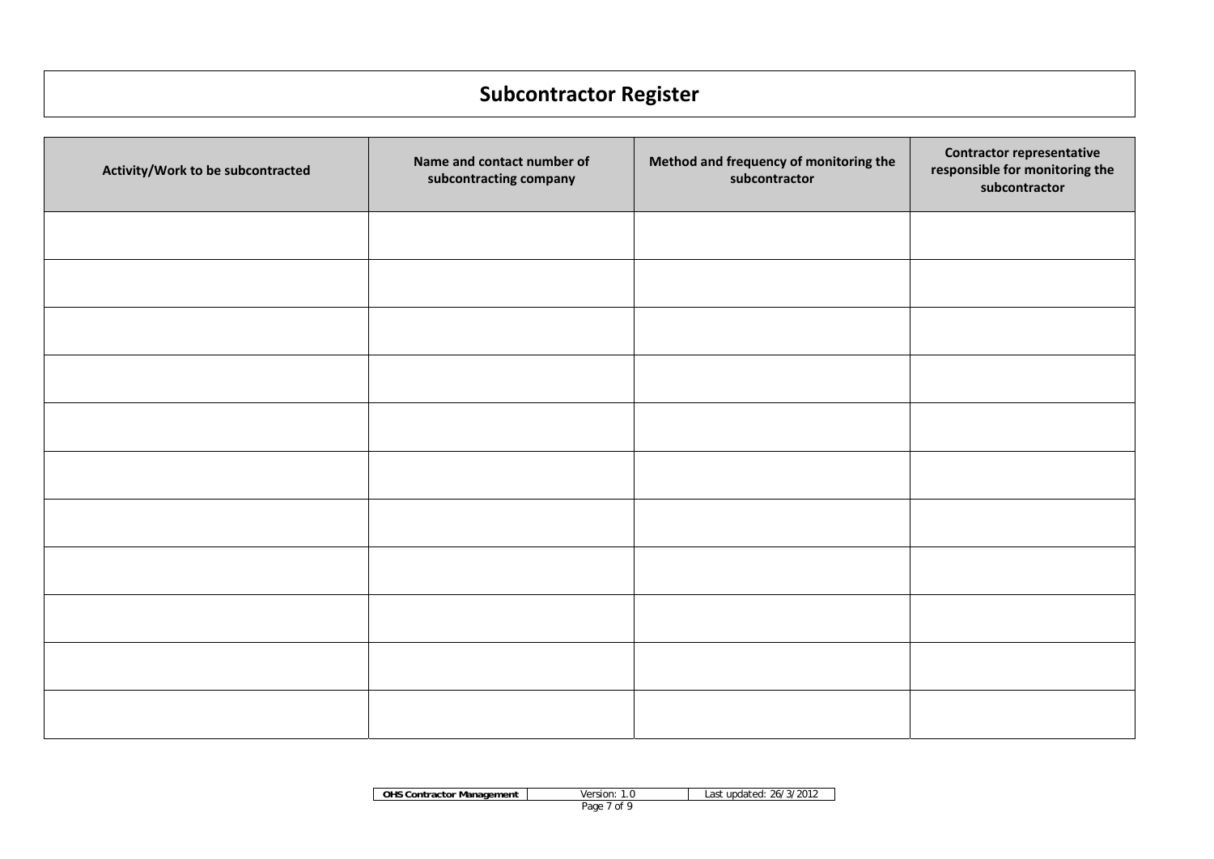# Subcontractor Register

| Activity/Work to be subcontracted | Name and contact number of subcontracting company | Method and frequency of monitoring the subcontractor | Contractor representative responsible for monitoring the subcontractor |
|---|---|---|---|
| | | | |
| | | | |
| | | | |
| | | | |
| | | | |
| | | | |
| | | | |
| | | | |
| | | | |
| | | | |
| | | | |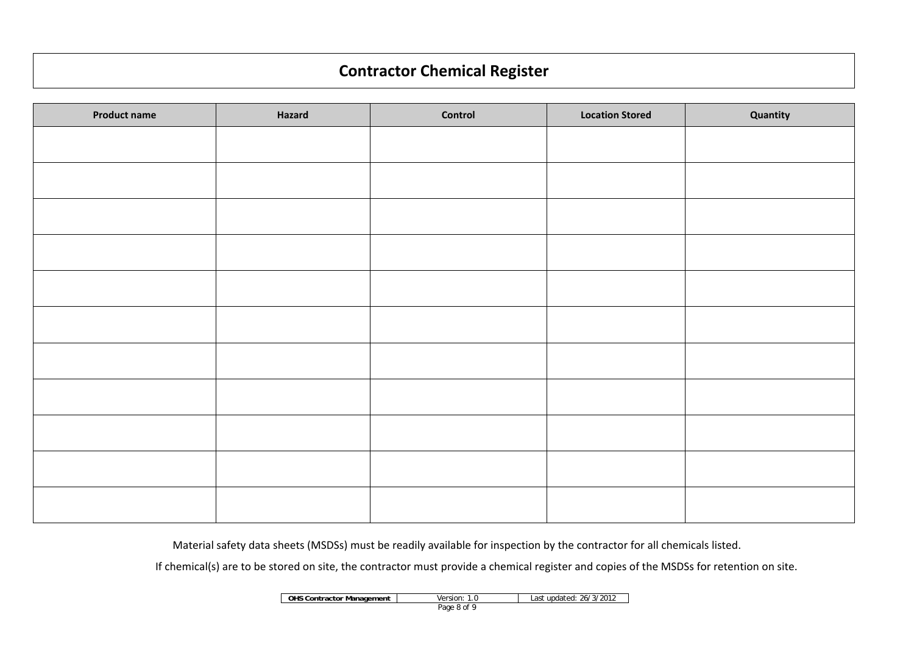# Contractor Chemical Register

| Product name | Hazard | Control | Location Stored | Quantity |
|---|---|---|---|---|
| | | | | |
| | | | | |
| | | | | |
| | | | | |
| | | | | |
| | | | | |
| | | | | |
| | | | | |
| | | | | |
| | | | | |
| | | | | |

Material safety data sheets (MSDSs) must be readily available for inspection by the contractor for all chemicals listed.

If chemical(s) are to be stored on site, the contractor must provide a chemical register and copies of the MSDSs for retention on site.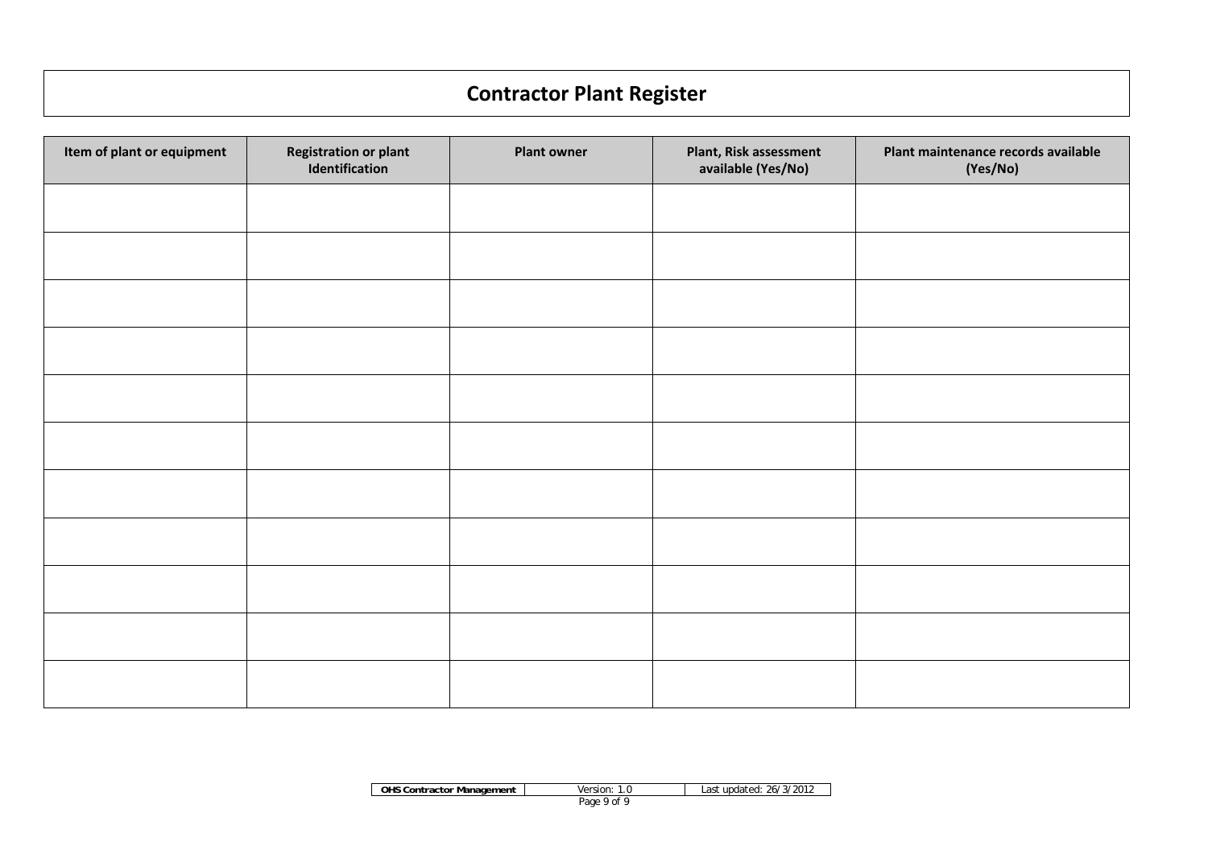# Contractor Plant Register

| Item of plant or equipment | Registration or plant Identification | Plant owner | Plant, Risk assessment available (Yes/No) | Plant maintenance records available (Yes/No) |
|---|---|---|---|---|
| | | | | |
| | | | | |
| | | | | |
| | | | | |
| | | | | |
| | | | | |
| | | | | |
| | | | | |
| | | | | |
| | | | | |
| | | | | |